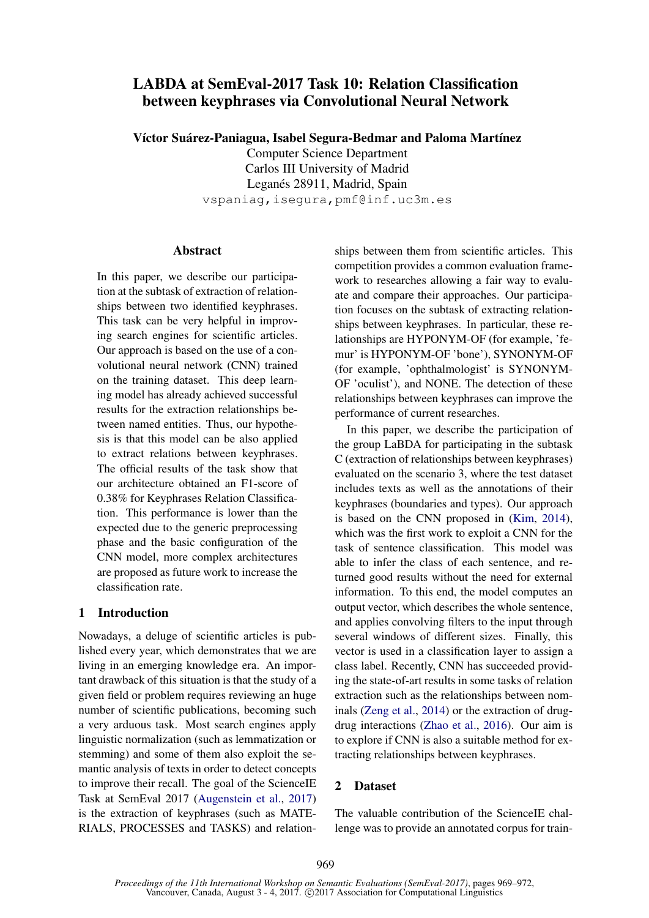# LABDA at SemEval-2017 Task 10: Relation Classification between keyphrases via Convolutional Neural Network

**Víctor Suárez-Paniagua, Isabel Segura-Bedmar and Paloma Martínez**

Computer Science Department
Carlos III University of Madrid
Leganés 28911, Madrid, Spain
vspaniag,isegura,pmf@inf.uc3m.es

## Abstract

In this paper, we describe our participation at the subtask of extraction of relationships between two identified keyphrases. This task can be very helpful in improving search engines for scientific articles. Our approach is based on the use of a convolutional neural network (CNN) trained on the training dataset. This deep learning model has already achieved successful results for the extraction relationships between named entities. Thus, our hypothesis is that this model can be also applied to extract relations between keyphrases. The official results of the task show that our architecture obtained an F1-score of 0.38% for Keyphrases Relation Classification. This performance is lower than the expected due to the generic preprocessing phase and the basic configuration of the CNN model, more complex architectures are proposed as future work to increase the classification rate.

## 1 Introduction

Nowadays, a deluge of scientific articles is published every year, which demonstrates that we are living in an emerging knowledge era. An important drawback of this situation is that the study of a given field or problem requires reviewing an huge number of scientific publications, becoming such a very arduous task. Most search engines apply linguistic normalization (such as lemmatization or stemming) and some of them also exploit the semantic analysis of texts in order to detect concepts to improve their recall. The goal of the ScienceIE Task at SemEval 2017 (Augenstein et al., 2017) is the extraction of keyphrases (such as MATERIALS, PROCESSES and TASKS) and relationships between them from scientific articles. This competition provides a common evaluation framework to researches allowing a fair way to evaluate and compare their approaches. Our participation focuses on the subtask of extracting relationships between keyphrases. In particular, these relationships are HYPONYM-OF (for example, 'femur' is HYPONYM-OF 'bone'), SYNONYM-OF (for example, 'ophthalmologist' is SYNONYM-OF 'oculist'), and NONE. The detection of these relationships between keyphrases can improve the performance of current researches.

In this paper, we describe the participation of the group LaBDA for participating in the subtask C (extraction of relationships between keyphrases) evaluated on the scenario 3, where the test dataset includes texts as well as the annotations of their keyphrases (boundaries and types). Our approach is based on the CNN proposed in (Kim, 2014), which was the first work to exploit a CNN for the task of sentence classification. This model was able to infer the class of each sentence, and returned good results without the need for external information. To this end, the model computes an output vector, which describes the whole sentence, and applies convolving filters to the input through several windows of different sizes. Finally, this vector is used in a classification layer to assign a class label. Recently, CNN has succeeded providing the state-of-art results in some tasks of relation extraction such as the relationships between nominals (Zeng et al., 2014) or the extraction of drug-drug interactions (Zhao et al., 2016). Our aim is to explore if CNN is also a suitable method for extracting relationships between keyphrases.

## 2 Dataset

The valuable contribution of the ScienceIE challenge was to provide an annotated corpus for train-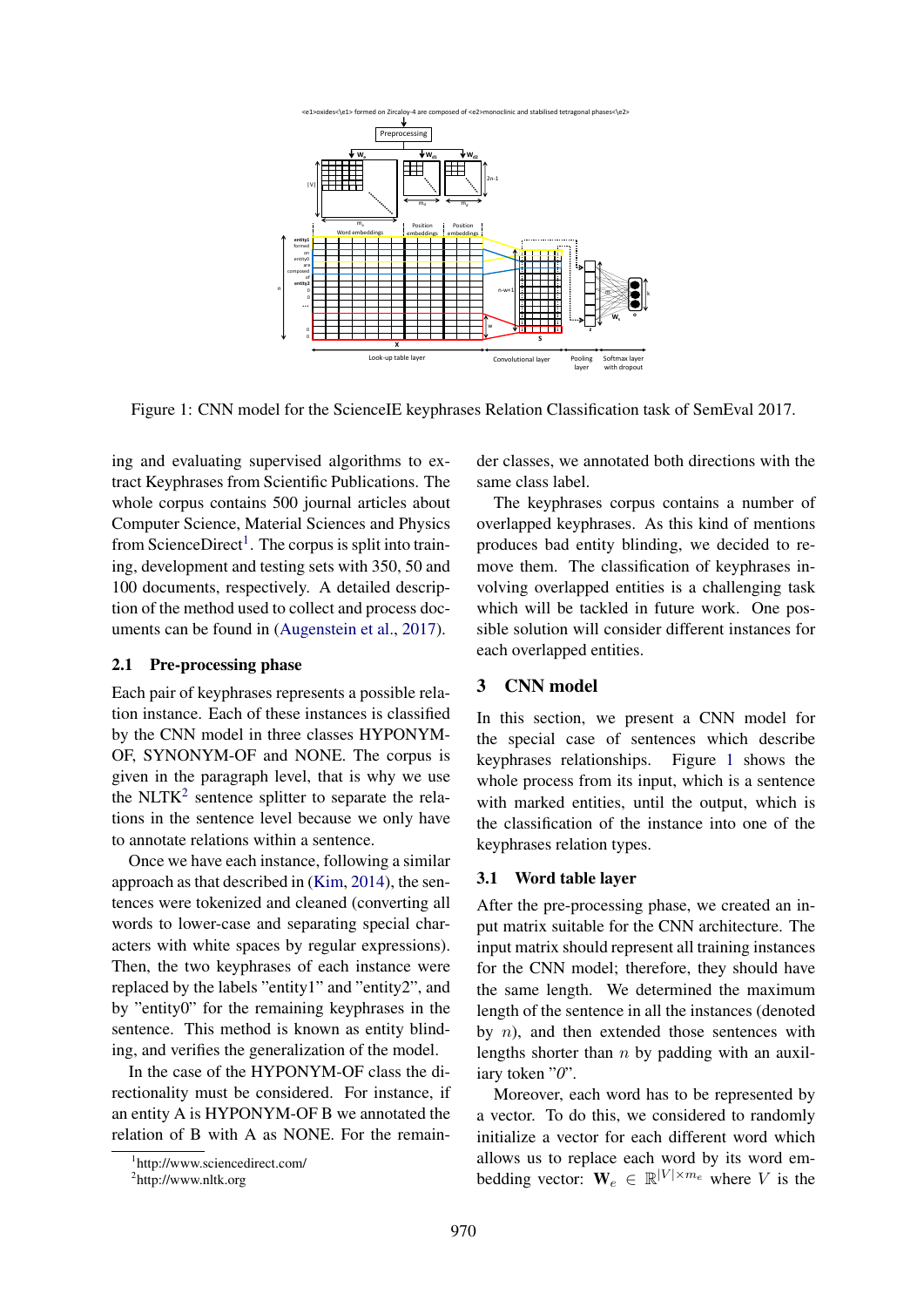Figure 1: CNN model for the ScienceIE keyphrases Relation Classification task of SemEval 2017.

ing and evaluating supervised algorithms to extract Keyphrases from Scientific Publications. The whole corpus contains 500 journal articles about Computer Science, Material Sciences and Physics from ScienceDirect[1]. The corpus is split into training, development and testing sets with 350, 50 and 100 documents, respectively. A detailed description of the method used to collect and process documents can be found in (Augenstein et al., 2017).

### 2.1 Pre-processing phase

Each pair of keyphrases represents a possible relation instance. Each of these instances is classified by the CNN model in three classes HYPONYM-OF, SYNONYM-OF and NONE. The corpus is given in the paragraph level, that is why we use the NLTK[2] sentence splitter to separate the relations in the sentence level because we only have to annotate relations within a sentence.

Once we have each instance, following a similar approach as that described in (Kim, 2014), the sentences were tokenized and cleaned (converting all words to lower-case and separating special characters with white spaces by regular expressions). Then, the two keyphrases of each instance were replaced by the labels "entity1" and "entity2", and by "entity0" for the remaining keyphrases in the sentence. This method is known as entity blinding, and verifies the generalization of the model.

In the case of the HYPONYM-OF class the directionality must be considered. For instance, if an entity A is HYPONYM-OF B we annotated the relation of B with A as NONE. For the remainder classes, we annotated both directions with the same class label.

The keyphrases corpus contains a number of overlapped keyphrases. As this kind of mentions produces bad entity blinding, we decided to remove them. The classification of keyphrases involving overlapped entities is a challenging task which will be tackled in future work. One possible solution will consider different instances for each overlapped entities.

## 3 CNN model

In this section, we present a CNN model for the special case of sentences which describe keyphrases relationships. Figure 1 shows the whole process from its input, which is a sentence with marked entities, until the output, which is the classification of the instance into one of the keyphrases relation types.

### 3.1 Word table layer

After the pre-processing phase, we created an input matrix suitable for the CNN architecture. The input matrix should represent all training instances for the CNN model; therefore, they should have the same length. We determined the maximum length of the sentence in all the instances (denoted by $n$), and then extended those sentences with lengths shorter than $n$ by padding with an auxiliary token "*0*".

Moreover, each word has to be represented by a vector. To do this, we considered to randomly initialize a vector for each different word which allows us to replace each word by its word embedding vector: $\mathbf{W}_e \in \mathbb{R}^{|V| \times m_e}$ where $V$ is the

[1] http://www.sciencedirect.com/

[2] http://www.nltk.org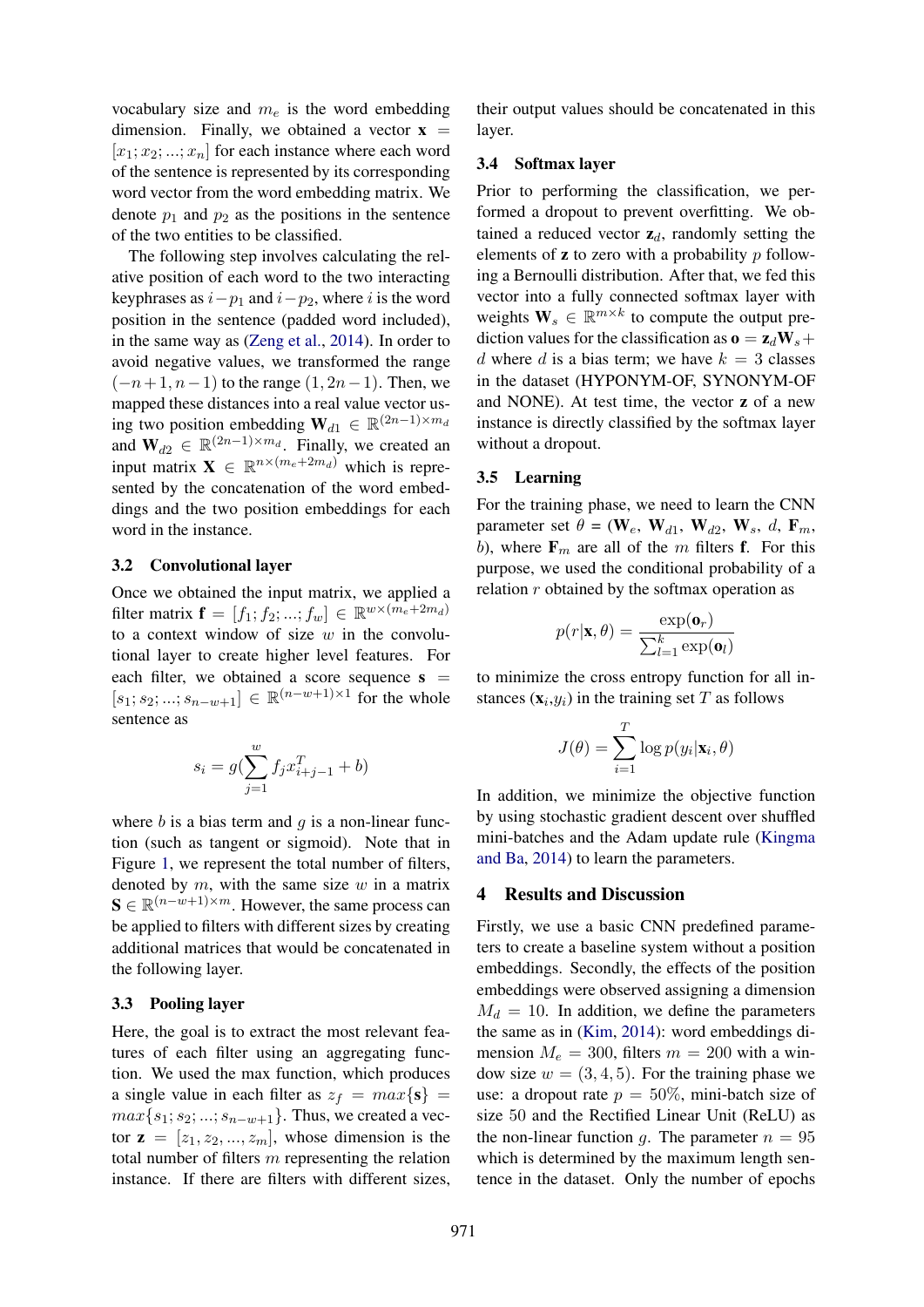vocabulary size and $m_e$ is the word embedding dimension. Finally, we obtained a vector $\mathbf{x} = [x_1; x_2; ...; x_n]$ for each instance where each word of the sentence is represented by its corresponding word vector from the word embedding matrix. We denote $p_1$ and $p_2$ as the positions in the sentence of the two entities to be classified.

The following step involves calculating the relative position of each word to the two interacting keyphrases as $i - p_1$ and $i - p_2$, where $i$ is the word position in the sentence (padded word included), in the same way as (Zeng et al., 2014). In order to avoid negative values, we transformed the range $(-n+1, n-1)$ to the range $(1, 2n-1)$. Then, we mapped these distances into a real value vector using two position embedding $\mathbf{W}_{d1} \in \mathbb{R}^{(2n-1) \times m_d}$ and $\mathbf{W}_{d2} \in \mathbb{R}^{(2n-1) \times m_d}$. Finally, we created an input matrix $\mathbf{X} \in \mathbb{R}^{n \times (m_e + 2m_d)}$ which is represented by the concatenation of the word embeddings and the two position embeddings for each word in the instance.

### 3.2 Convolutional layer

Once we obtained the input matrix, we applied a filter matrix $\mathbf{f} = [f_1; f_2; ...; f_w] \in \mathbb{R}^{w \times (m_e + 2m_d)}$ to a context window of size $w$ in the convolutional layer to create higher level features. For each filter, we obtained a score sequence $\mathbf{s} = [s_1; s_2; ...; s_{n-w+1}] \in \mathbb{R}^{(n-w+1) \times 1}$ for the whole sentence as

$$s_i = g(\sum_{j=1}^{w} f_j x_{i+j-1}^T + b)$$

where $b$ is a bias term and $g$ is a non-linear function (such as tangent or sigmoid). Note that in Figure 1, we represent the total number of filters, denoted by $m$, with the same size $w$ in a matrix $\mathbf{S} \in \mathbb{R}^{(n-w+1) \times m}$. However, the same process can be applied to filters with different sizes by creating additional matrices that would be concatenated in the following layer.

### 3.3 Pooling layer

Here, the goal is to extract the most relevant features of each filter using an aggregating function. We used the max function, which produces a single value in each filter as $z_f = max\{\mathbf{s}\} = max\{s_1; s_2; ...; s_{n-w+1}\}$. Thus, we created a vector $\mathbf{z} = [z_1, z_2, ..., z_m]$, whose dimension is the total number of filters $m$ representing the relation instance. If there are filters with different sizes, their output values should be concatenated in this layer.

### 3.4 Softmax layer

Prior to performing the classification, we performed a dropout to prevent overfitting. We obtained a reduced vector $\mathbf{z}_d$, randomly setting the elements of $\mathbf{z}$ to zero with a probability $p$ following a Bernoulli distribution. After that, we fed this vector into a fully connected softmax layer with weights $\mathbf{W}_s \in \mathbb{R}^{m \times k}$ to compute the output prediction values for the classification as $\mathbf{o} = \mathbf{z}_d \mathbf{W}_s + d$ where $d$ is a bias term; we have $k = 3$ classes in the dataset (HYPONYM-OF, SYNONYM-OF and NONE). At test time, the vector $\mathbf{z}$ of a new instance is directly classified by the softmax layer without a dropout.

### 3.5 Learning

For the training phase, we need to learn the CNN parameter set $\theta$ = ($\mathbf{W}_e$, $\mathbf{W}_{d1}$, $\mathbf{W}_{d2}$, $\mathbf{W}_s$, $d$, $\mathbf{F}_m$, $b$), where $\mathbf{F}_m$ are all of the $m$ filters $\mathbf{f}$. For this purpose, we used the conditional probability of a relation $r$ obtained by the softmax operation as

$$p(r|\mathbf{x}, \theta) = \frac{\exp(\mathbf{o}_r)}{\sum_{l=1}^{k} \exp(\mathbf{o}_l)}$$

to minimize the cross entropy function for all instances ($\mathbf{x}_i$,$y_i$) in the training set $T$ as follows

$$J(\theta) = \sum_{i=1}^{T} \log p(y_i|\mathbf{x}_i, \theta)$$

In addition, we minimize the objective function by using stochastic gradient descent over shuffled mini-batches and the Adam update rule (Kingma and Ba, 2014) to learn the parameters.

## 4 Results and Discussion

Firstly, we use a basic CNN predefined parameters to create a baseline system without a position embeddings. Secondly, the effects of the position embeddings were observed assigning a dimension $M_d = 10$. In addition, we define the parameters the same as in (Kim, 2014): word embeddings dimension $M_e = 300$, filters $m = 200$ with a window size $w = (3, 4, 5)$. For the training phase we use: a dropout rate $p = 50\%$, mini-batch size of size 50 and the Rectified Linear Unit (ReLU) as the non-linear function $g$. The parameter $n = 95$ which is determined by the maximum length sentence in the dataset. Only the number of epochs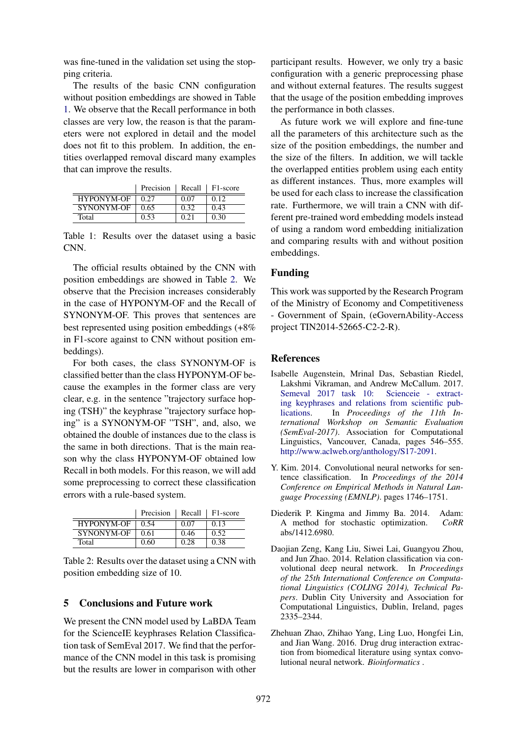was fine-tuned in the validation set using the stopping criteria.

The results of the basic CNN configuration without position embeddings are showed in Table 1. We observe that the Recall performance in both classes are very low, the reason is that the parameters were not explored in detail and the model does not fit to this problem. In addition, the entities overlapped removal discard many examples that can improve the results.

| | Precision | Recall | F1-score |
|---|---|---|---|
| HYPONYM-OF | 0.27 | 0.07 | 0.12 |
| SYNONYM-OF | 0.65 | 0.32 | 0.43 |
| Total | 0.53 | 0.21 | 0.30 |

Table 1: Results over the dataset using a basic CNN.

The official results obtained by the CNN with position embeddings are showed in Table 2. We observe that the Precision increases considerably in the case of HYPONYM-OF and the Recall of SYNONYM-OF. This proves that sentences are best represented using position embeddings (+8% in F1-score against to CNN without position embeddings).

For both cases, the class SYNONYM-OF is classified better than the class HYPONYM-OF because the examples in the former class are very clear, e.g. in the sentence "trajectory surface hoping (TSH)" the keyphrase "trajectory surface hoping" is a SYNONYM-OF "TSH", and, also, we obtained the double of instances due to the class is the same in both directions. That is the main reason why the class HYPONYM-OF obtained low Recall in both models. For this reason, we will add some preprocessing to correct these classification errors with a rule-based system.

| | Precision | Recall | F1-score |
|---|---|---|---|
| HYPONYM-OF | 0.54 | 0.07 | 0.13 |
| SYNONYM-OF | 0.61 | 0.46 | 0.52 |
| Total | 0.60 | 0.28 | 0.38 |

Table 2: Results over the dataset using a CNN with position embedding size of 10.

## 5 Conclusions and Future work

We present the CNN model used by LaBDA Team for the ScienceIE keyphrases Relation Classification task of SemEval 2017. We find that the performance of the CNN model in this task is promising but the results are lower in comparison with other participant results. However, we only try a basic configuration with a generic preprocessing phase and without external features. The results suggest that the usage of the position embedding improves the performance in both classes.

As future work we will explore and fine-tune all the parameters of this architecture such as the size of the position embeddings, the number and the size of the filters. In addition, we will tackle the overlapped entities problem using each entity as different instances. Thus, more examples will be used for each class to increase the classification rate. Furthermore, we will train a CNN with different pre-trained word embedding models instead of using a random word embedding initialization and comparing results with and without position embeddings.

## Funding

This work was supported by the Research Program of the Ministry of Economy and Competitiveness - Government of Spain, (eGovernAbility-Access project TIN2014-52665-C2-2-R).

## References

Isabelle Augenstein, Mrinal Das, Sebastian Riedel, Lakshmi Vikraman, and Andrew McCallum. 2017. Semeval 2017 task 10: Scienceie - extracting keyphrases and relations from scientific publications. In *Proceedings of the 11th International Workshop on Semantic Evaluation (SemEval-2017)*. Association for Computational Linguistics, Vancouver, Canada, pages 546–555. http://www.aclweb.org/anthology/S17-2091.

Y. Kim. 2014. Convolutional neural networks for sentence classification. In *Proceedings of the 2014 Conference on Empirical Methods in Natural Language Processing (EMNLP)*. pages 1746–1751.

Diederik P. Kingma and Jimmy Ba. 2014. Adam: A method for stochastic optimization. *CoRR* abs/1412.6980.

Daojian Zeng, Kang Liu, Siwei Lai, Guangyou Zhou, and Jun Zhao. 2014. Relation classification via convolutional deep neural network. In *Proceedings of the 25th International Conference on Computational Linguistics (COLING 2014), Technical Papers*. Dublin City University and Association for Computational Linguistics, Dublin, Ireland, pages 2335–2344.

Zhehuan Zhao, Zhihao Yang, Ling Luo, Hongfei Lin, and Jian Wang. 2016. Drug drug interaction extraction from biomedical literature using syntax convolutional neural network. *Bioinformatics* .